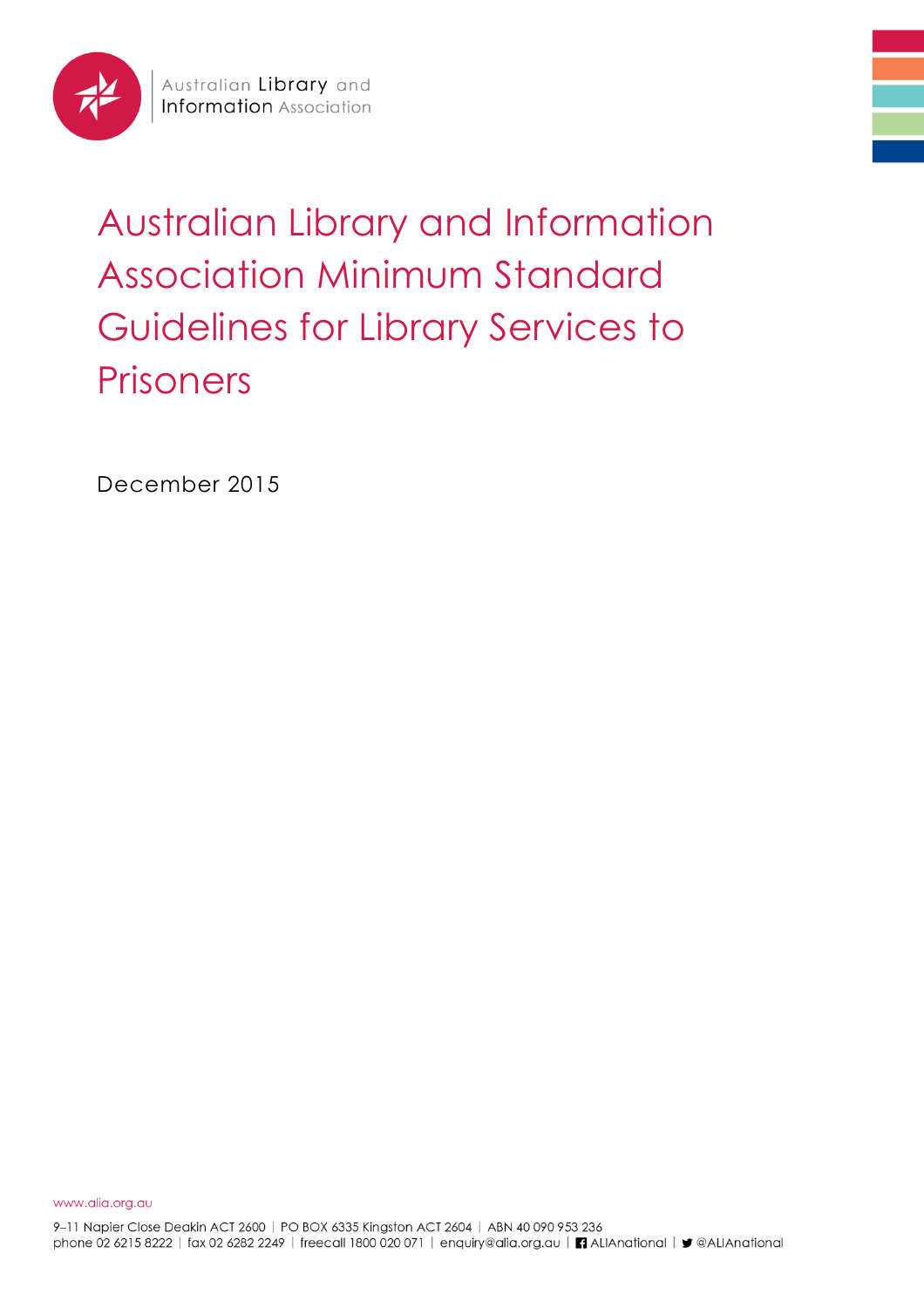Australian Library and Information Association

# Australian Library and Information Association Minimum Standard Guidelines for Library Services to Prisoners

December 2015

www.alia.org.au

9–11 Napier Close Deakin ACT 2600 | PO BOX 6335 Kingston ACT 2604 | ABN 40 090 953 236
phone 02 6215 8222 | fax 02 6282 2249 | freecall 1800 020 071 | enquiry@alia.org.au | ALIAnational | @ALIAnational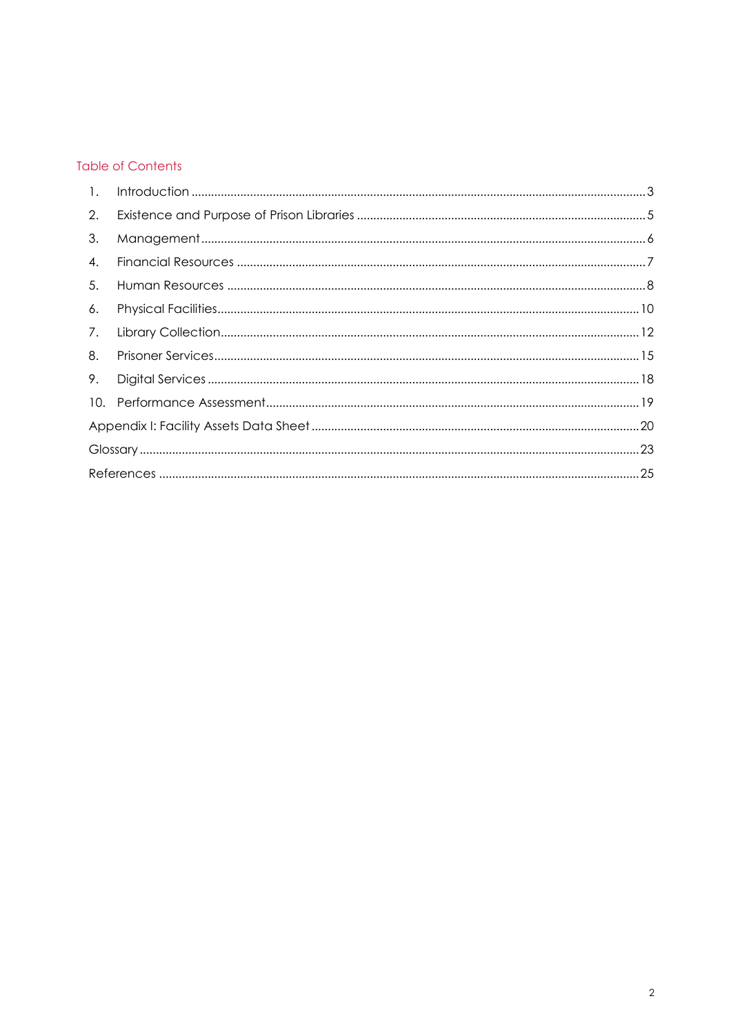## Table of Contents

1. Introduction ........................................................................................................................................3
2. Existence and Purpose of Prison Libraries .......................................................................................5
3. Management.......................................................................................................................................6
4. Financial Resources ...........................................................................................................................7
5. Human Resources ..............................................................................................................................8
6. Physical Facilities...............................................................................................................................10
7. Library Collection..............................................................................................................................12
8. Prisoner Services................................................................................................................................15
9. Digital Services ...................................................................................................................................18
10. Performance Assessment.................................................................................................................19

Appendix I: Facility Assets Data Sheet ...................................................................................................20

Glossary .......................................................................................................................................................23

References ................................................................................................................................................25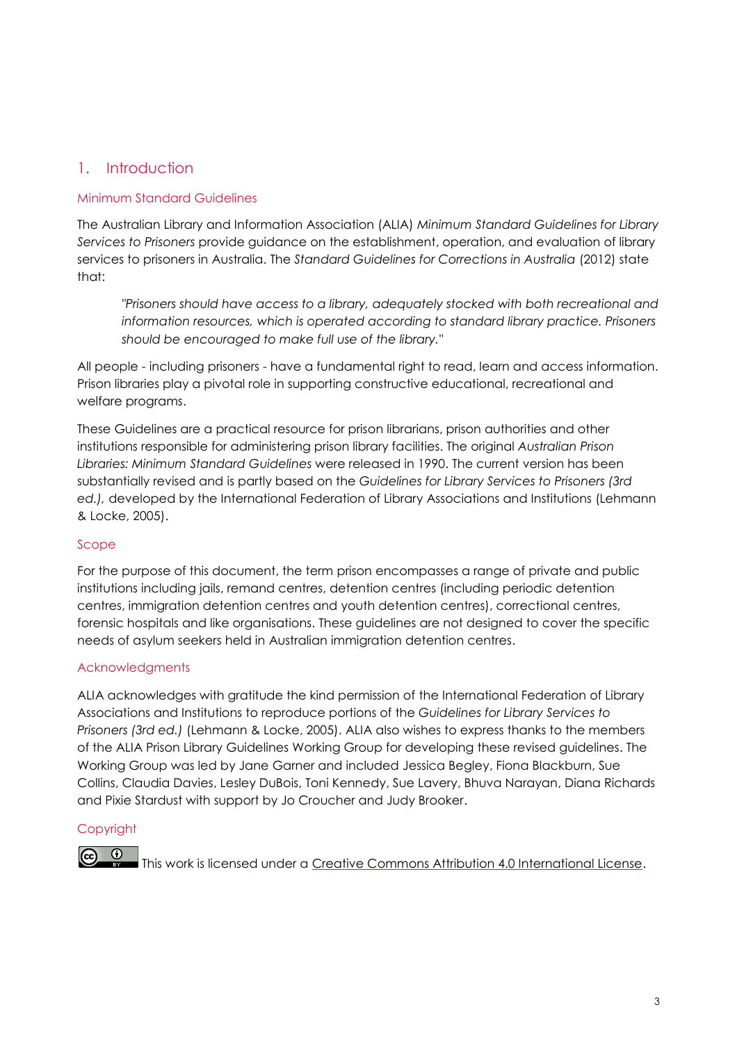# 1. Introduction

## Minimum Standard Guidelines

The Australian Library and Information Association (ALIA) *Minimum Standard Guidelines for Library Services to Prisoners* provide guidance on the establishment, operation, and evaluation of library services to prisoners in Australia. The *Standard Guidelines for Corrections in Australia* (2012) state that:

> *"Prisoners should have access to a library, adequately stocked with both recreational and information resources, which is operated according to standard library practice. Prisoners should be encouraged to make full use of the library."*

All people - including prisoners - have a fundamental right to read, learn and access information. Prison libraries play a pivotal role in supporting constructive educational, recreational and welfare programs.

These Guidelines are a practical resource for prison librarians, prison authorities and other institutions responsible for administering prison library facilities. The original *Australian Prison Libraries: Minimum Standard Guidelines* were released in 1990. The current version has been substantially revised and is partly based on the *Guidelines for Library Services to Prisoners (3rd ed.),* developed by the International Federation of Library Associations and Institutions (Lehmann & Locke, 2005).

## Scope

For the purpose of this document, the term prison encompasses a range of private and public institutions including jails, remand centres, detention centres (including periodic detention centres, immigration detention centres and youth detention centres), correctional centres, forensic hospitals and like organisations. These guidelines are not designed to cover the specific needs of asylum seekers held in Australian immigration detention centres.

## Acknowledgments

ALIA acknowledges with gratitude the kind permission of the International Federation of Library Associations and Institutions to reproduce portions of the *Guidelines for Library Services to Prisoners (3rd ed.)* (Lehmann & Locke, 2005). ALIA also wishes to express thanks to the members of the ALIA Prison Library Guidelines Working Group for developing these revised guidelines. The Working Group was led by Jane Garner and included Jessica Begley, Fiona Blackburn, Sue Collins, Claudia Davies, Lesley DuBois, Toni Kennedy, Sue Lavery, Bhuva Narayan, Diana Richards and Pixie Stardust with support by Jo Croucher and Judy Brooker.

## Copyright

This work is licensed under a Creative Commons Attribution 4.0 International License.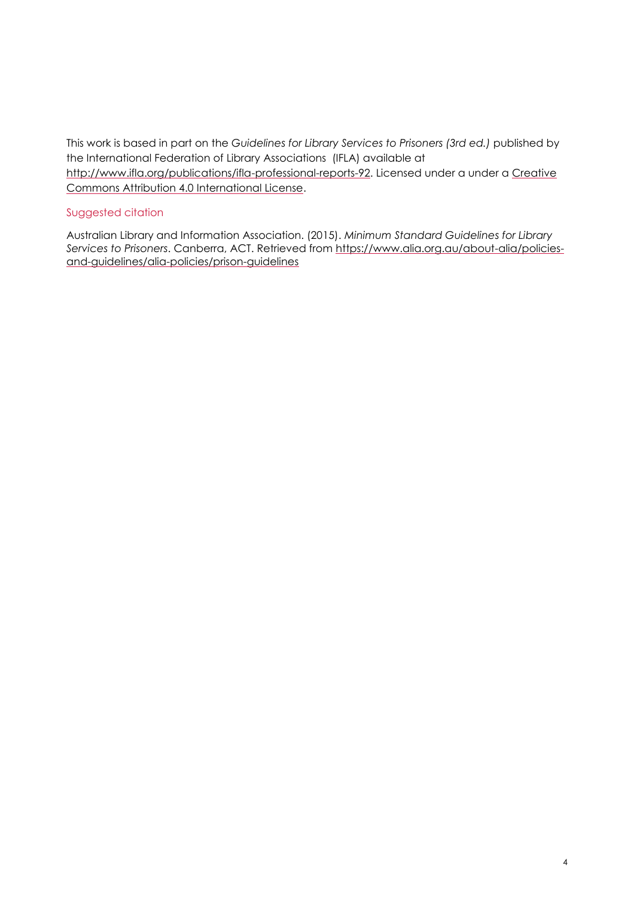This work is based in part on the *Guidelines for Library Services to Prisoners (3rd ed.)* published by the International Federation of Library Associations (IFLA) available at http://www.ifla.org/publications/ifla-professional-reports-92. Licensed under a under a Creative Commons Attribution 4.0 International License.

## Suggested citation

Australian Library and Information Association. (2015). *Minimum Standard Guidelines for Library Services to Prisoners*. Canberra, ACT. Retrieved from https://www.alia.org.au/about-alia/policies-and-guidelines/alia-policies/prison-guidelines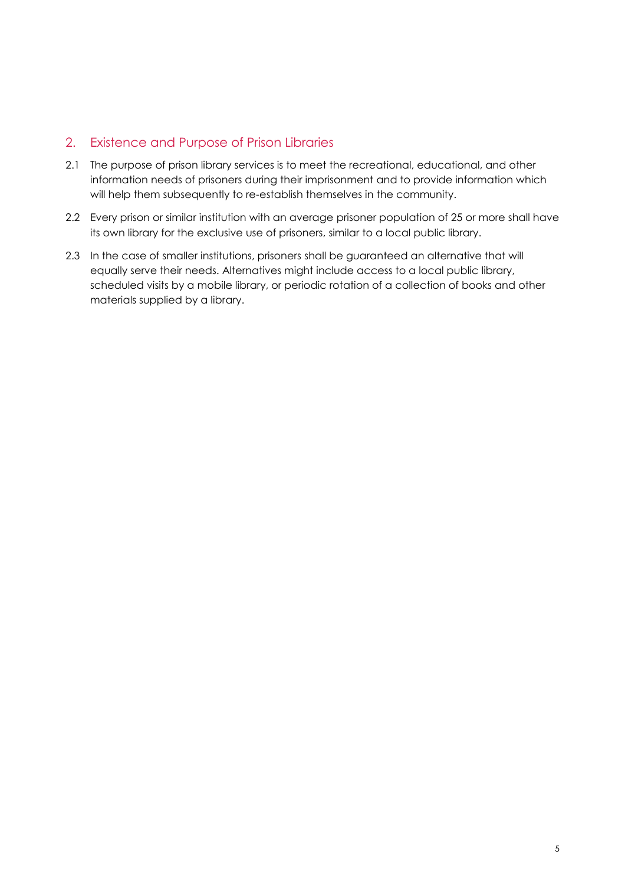## 2. Existence and Purpose of Prison Libraries

2.1 The purpose of prison library services is to meet the recreational, educational, and other information needs of prisoners during their imprisonment and to provide information which will help them subsequently to re-establish themselves in the community.

2.2 Every prison or similar institution with an average prisoner population of 25 or more shall have its own library for the exclusive use of prisoners, similar to a local public library.

2.3 In the case of smaller institutions, prisoners shall be guaranteed an alternative that will equally serve their needs. Alternatives might include access to a local public library, scheduled visits by a mobile library, or periodic rotation of a collection of books and other materials supplied by a library.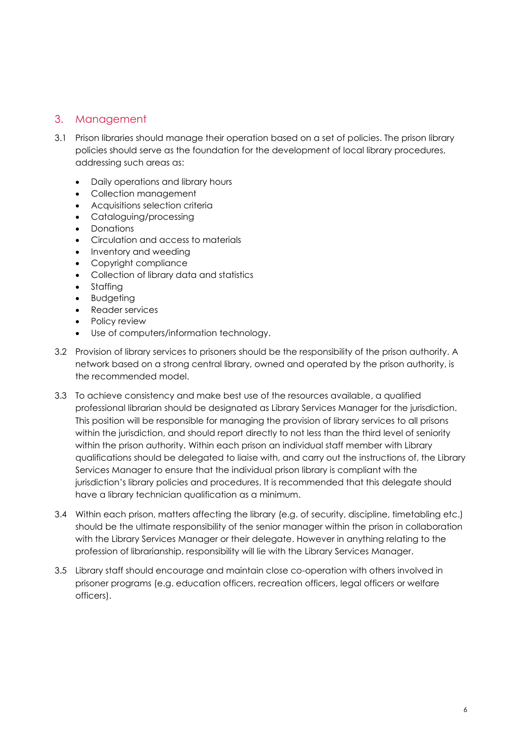## 3. Management

3.1 Prison libraries should manage their operation based on a set of policies. The prison library policies should serve as the foundation for the development of local library procedures, addressing such areas as:

- Daily operations and library hours
- Collection management
- Acquisitions selection criteria
- Cataloguing/processing
- Donations
- Circulation and access to materials
- Inventory and weeding
- Copyright compliance
- Collection of library data and statistics
- Staffing
- Budgeting
- Reader services
- Policy review
- Use of computers/information technology.

3.2 Provision of library services to prisoners should be the responsibility of the prison authority. A network based on a strong central library, owned and operated by the prison authority, is the recommended model.

3.3 To achieve consistency and make best use of the resources available, a qualified professional librarian should be designated as Library Services Manager for the jurisdiction. This position will be responsible for managing the provision of library services to all prisons within the jurisdiction, and should report directly to not less than the third level of seniority within the prison authority. Within each prison an individual staff member with Library qualifications should be delegated to liaise with, and carry out the instructions of, the Library Services Manager to ensure that the individual prison library is compliant with the jurisdiction's library policies and procedures. It is recommended that this delegate should have a library technician qualification as a minimum.

3.4 Within each prison, matters affecting the library (e.g. of security, discipline, timetabling etc.) should be the ultimate responsibility of the senior manager within the prison in collaboration with the Library Services Manager or their delegate. However in anything relating to the profession of librarianship, responsibility will lie with the Library Services Manager.

3.5 Library staff should encourage and maintain close co-operation with others involved in prisoner programs (e.g. education officers, recreation officers, legal officers or welfare officers).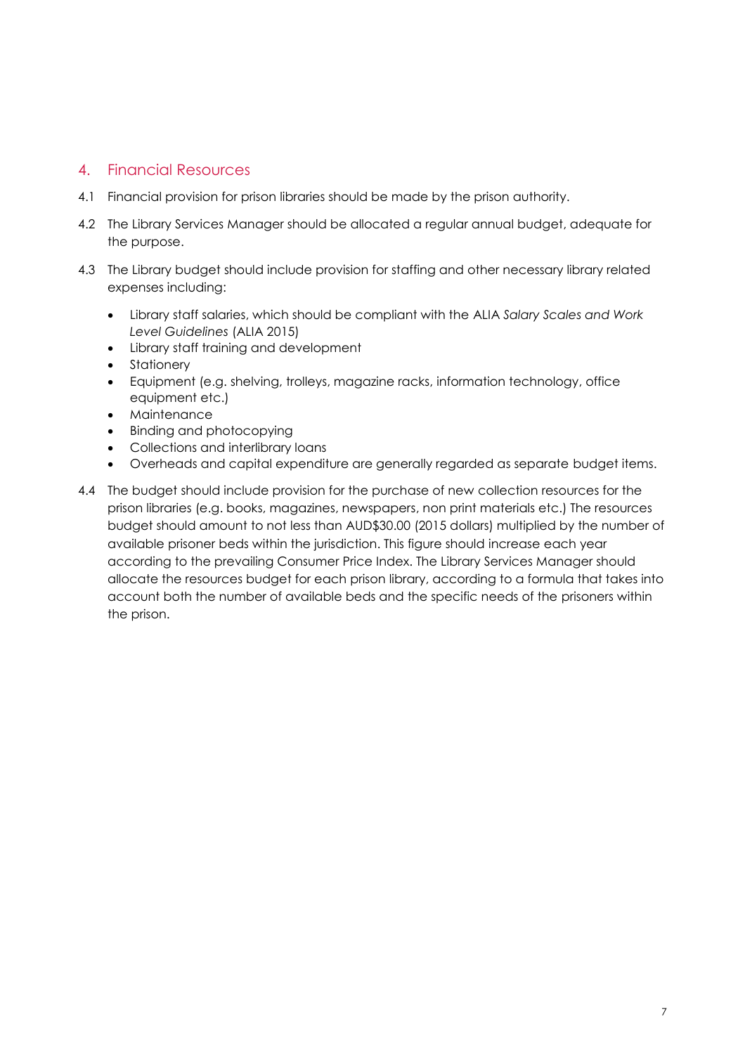## 4. Financial Resources

4.1 Financial provision for prison libraries should be made by the prison authority.

4.2 The Library Services Manager should be allocated a regular annual budget, adequate for the purpose.

4.3 The Library budget should include provision for staffing and other necessary library related expenses including:

- Library staff salaries, which should be compliant with the ALIA *Salary Scales and Work Level Guidelines* (ALIA 2015)
- Library staff training and development
- Stationery
- Equipment (e.g. shelving, trolleys, magazine racks, information technology, office equipment etc.)
- Maintenance
- Binding and photocopying
- Collections and interlibrary loans
- Overheads and capital expenditure are generally regarded as separate budget items.

4.4 The budget should include provision for the purchase of new collection resources for the prison libraries (e.g. books, magazines, newspapers, non print materials etc.) The resources budget should amount to not less than AUD$30.00 (2015 dollars) multiplied by the number of available prisoner beds within the jurisdiction. This figure should increase each year according to the prevailing Consumer Price Index. The Library Services Manager should allocate the resources budget for each prison library, according to a formula that takes into account both the number of available beds and the specific needs of the prisoners within the prison.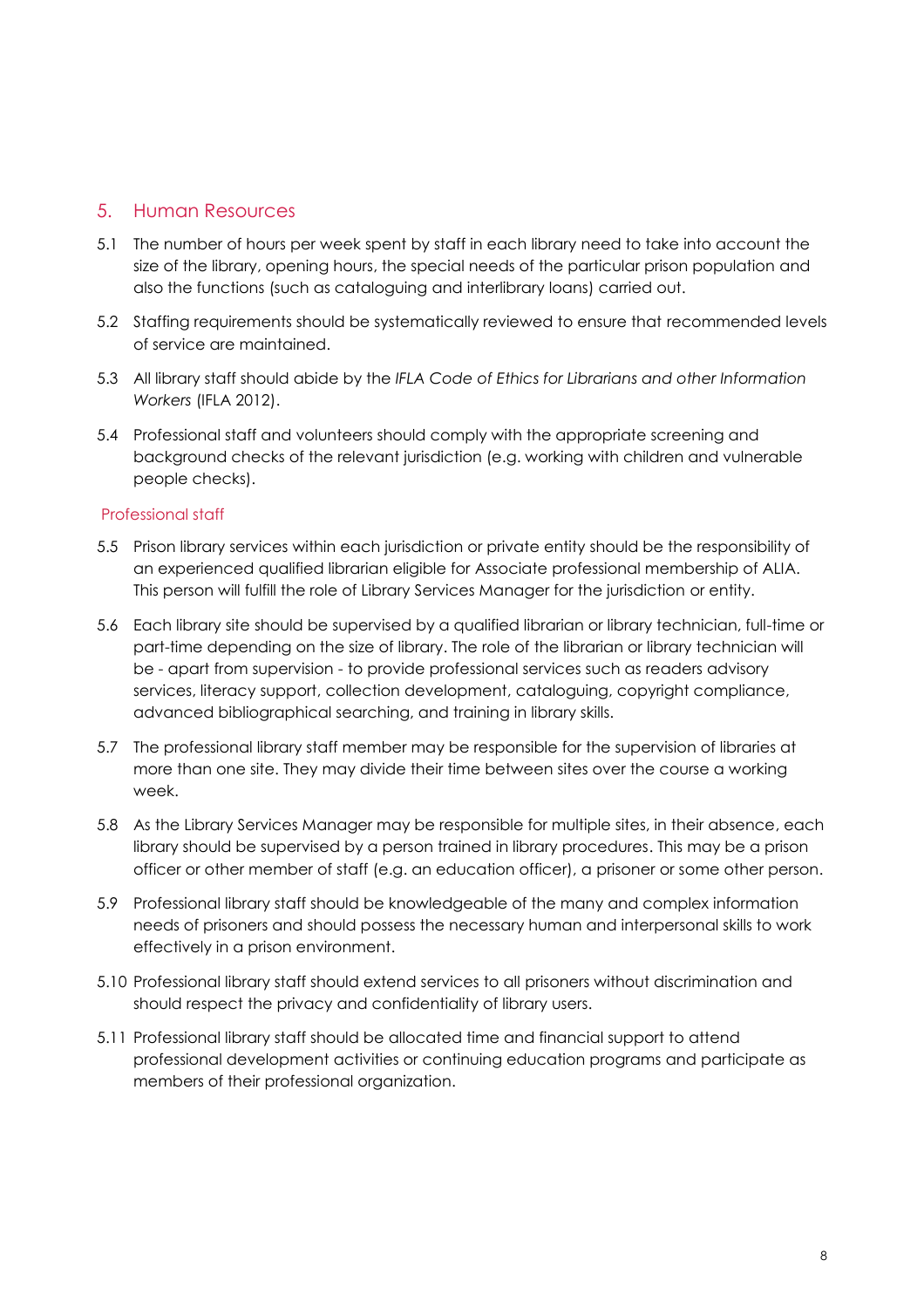## 5. Human Resources

5.1 The number of hours per week spent by staff in each library need to take into account the size of the library, opening hours, the special needs of the particular prison population and also the functions (such as cataloguing and interlibrary loans) carried out.

5.2 Staffing requirements should be systematically reviewed to ensure that recommended levels of service are maintained.

5.3 All library staff should abide by the *IFLA Code of Ethics for Librarians and other Information Workers* (IFLA 2012).

5.4 Professional staff and volunteers should comply with the appropriate screening and background checks of the relevant jurisdiction (e.g. working with children and vulnerable people checks).

### Professional staff

5.5 Prison library services within each jurisdiction or private entity should be the responsibility of an experienced qualified librarian eligible for Associate professional membership of ALIA. This person will fulfill the role of Library Services Manager for the jurisdiction or entity.

5.6 Each library site should be supervised by a qualified librarian or library technician, full-time or part-time depending on the size of library. The role of the librarian or library technician will be - apart from supervision - to provide professional services such as readers advisory services, literacy support, collection development, cataloguing, copyright compliance, advanced bibliographical searching, and training in library skills.

5.7 The professional library staff member may be responsible for the supervision of libraries at more than one site. They may divide their time between sites over the course a working week.

5.8 As the Library Services Manager may be responsible for multiple sites, in their absence, each library should be supervised by a person trained in library procedures. This may be a prison officer or other member of staff (e.g. an education officer), a prisoner or some other person.

5.9 Professional library staff should be knowledgeable of the many and complex information needs of prisoners and should possess the necessary human and interpersonal skills to work effectively in a prison environment.

5.10 Professional library staff should extend services to all prisoners without discrimination and should respect the privacy and confidentiality of library users.

5.11 Professional library staff should be allocated time and financial support to attend professional development activities or continuing education programs and participate as members of their professional organization.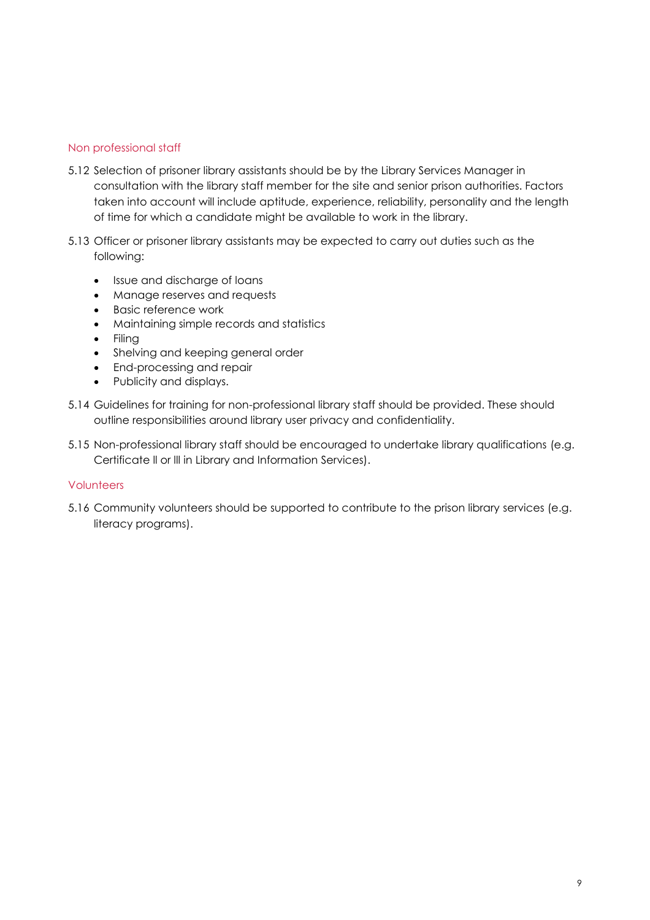### Non professional staff

5.12 Selection of prisoner library assistants should be by the Library Services Manager in consultation with the library staff member for the site and senior prison authorities. Factors taken into account will include aptitude, experience, reliability, personality and the length of time for which a candidate might be available to work in the library.

5.13 Officer or prisoner library assistants may be expected to carry out duties such as the following:

- Issue and discharge of loans
- Manage reserves and requests
- Basic reference work
- Maintaining simple records and statistics
- Filing
- Shelving and keeping general order
- End-processing and repair
- Publicity and displays.

5.14 Guidelines for training for non-professional library staff should be provided. These should outline responsibilities around library user privacy and confidentiality.

5.15 Non-professional library staff should be encouraged to undertake library qualifications (e.g. Certificate II or III in Library and Information Services).

### Volunteers

5.16 Community volunteers should be supported to contribute to the prison library services (e.g. literacy programs).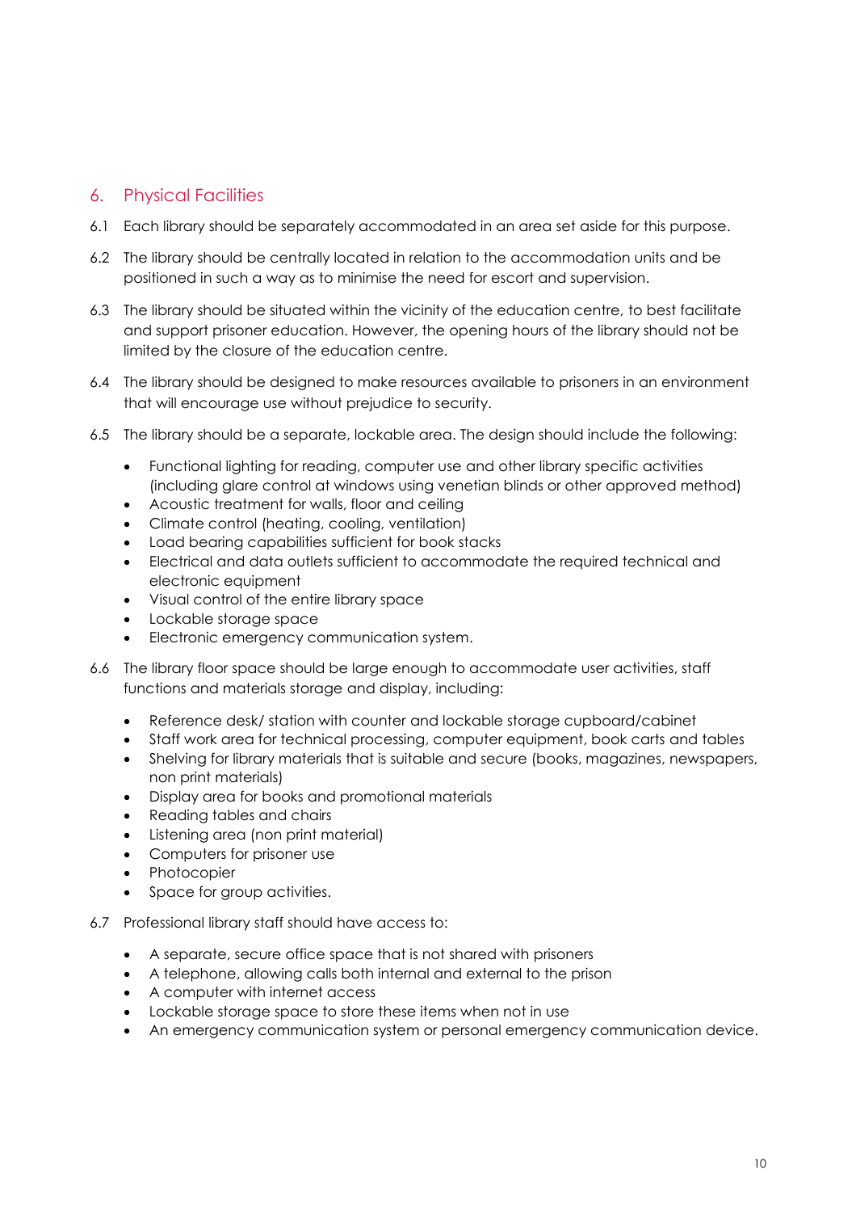## 6. Physical Facilities

6.1 Each library should be separately accommodated in an area set aside for this purpose.

6.2 The library should be centrally located in relation to the accommodation units and be positioned in such a way as to minimise the need for escort and supervision.

6.3 The library should be situated within the vicinity of the education centre, to best facilitate and support prisoner education. However, the opening hours of the library should not be limited by the closure of the education centre.

6.4 The library should be designed to make resources available to prisoners in an environment that will encourage use without prejudice to security.

6.5 The library should be a separate, lockable area. The design should include the following:

- Functional lighting for reading, computer use and other library specific activities (including glare control at windows using venetian blinds or other approved method)
- Acoustic treatment for walls, floor and ceiling
- Climate control (heating, cooling, ventilation)
- Load bearing capabilities sufficient for book stacks
- Electrical and data outlets sufficient to accommodate the required technical and electronic equipment
- Visual control of the entire library space
- Lockable storage space
- Electronic emergency communication system.

6.6 The library floor space should be large enough to accommodate user activities, staff functions and materials storage and display, including:

- Reference desk/ station with counter and lockable storage cupboard/cabinet
- Staff work area for technical processing, computer equipment, book carts and tables
- Shelving for library materials that is suitable and secure (books, magazines, newspapers, non print materials)
- Display area for books and promotional materials
- Reading tables and chairs
- Listening area (non print material)
- Computers for prisoner use
- Photocopier
- Space for group activities.

6.7 Professional library staff should have access to:

- A separate, secure office space that is not shared with prisoners
- A telephone, allowing calls both internal and external to the prison
- A computer with internet access
- Lockable storage space to store these items when not in use
- An emergency communication system or personal emergency communication device.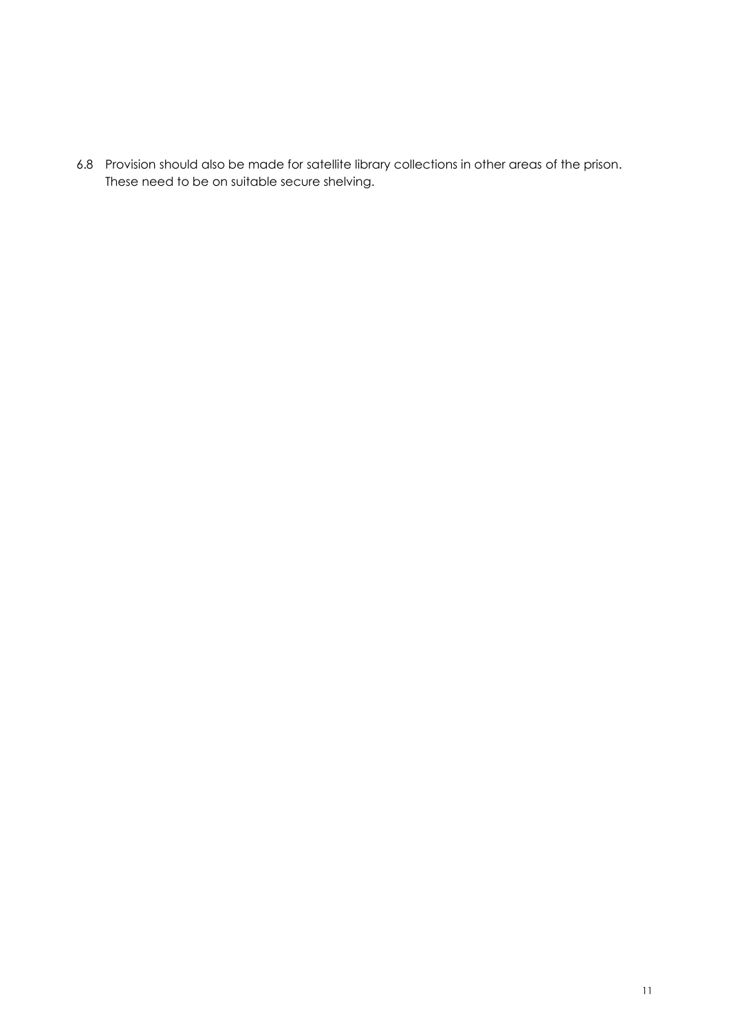6.8 Provision should also be made for satellite library collections in other areas of the prison. These need to be on suitable secure shelving.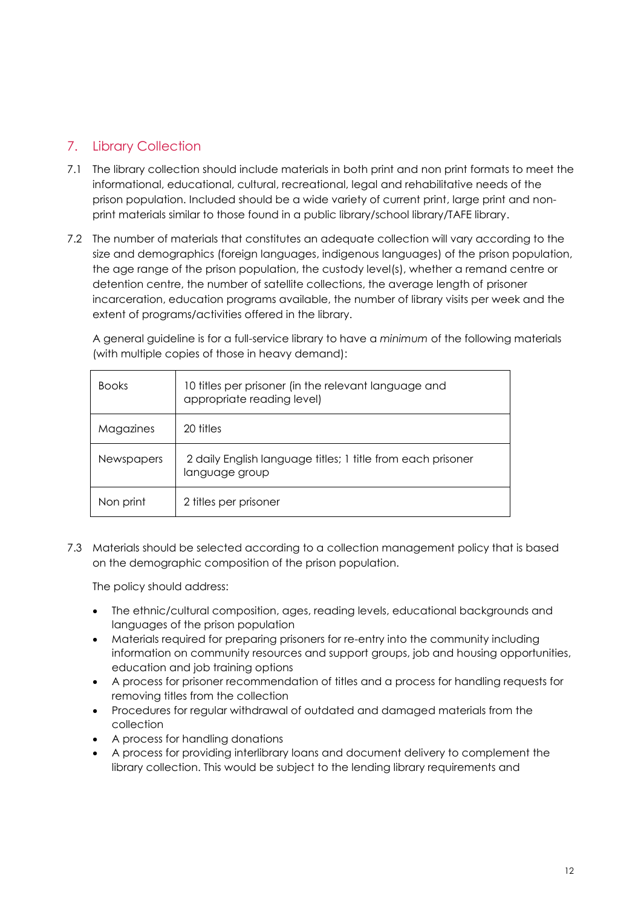## 7. Library Collection

7.1 The library collection should include materials in both print and non print formats to meet the informational, educational, cultural, recreational, legal and rehabilitative needs of the prison population. Included should be a wide variety of current print, large print and non-print materials similar to those found in a public library/school library/TAFE library.

7.2 The number of materials that constitutes an adequate collection will vary according to the size and demographics (foreign languages, indigenous languages) of the prison population, the age range of the prison population, the custody level(s), whether a remand centre or detention centre, the number of satellite collections, the average length of prisoner incarceration, education programs available, the number of library visits per week and the extent of programs/activities offered in the library.

A general guideline is for a full-service library to have a *minimum* of the following materials (with multiple copies of those in heavy demand):

| | |
|---|---|
| Books | 10 titles per prisoner (in the relevant language and appropriate reading level) |
| Magazines | 20 titles |
| Newspapers | 2 daily English language titles; 1 title from each prisoner language group |
| Non print | 2 titles per prisoner |

7.3 Materials should be selected according to a collection management policy that is based on the demographic composition of the prison population.

The policy should address:

- The ethnic/cultural composition, ages, reading levels, educational backgrounds and languages of the prison population
- Materials required for preparing prisoners for re-entry into the community including information on community resources and support groups, job and housing opportunities, education and job training options
- A process for prisoner recommendation of titles and a process for handling requests for removing titles from the collection
- Procedures for regular withdrawal of outdated and damaged materials from the collection
- A process for handling donations
- A process for providing interlibrary loans and document delivery to complement the library collection. This would be subject to the lending library requirements and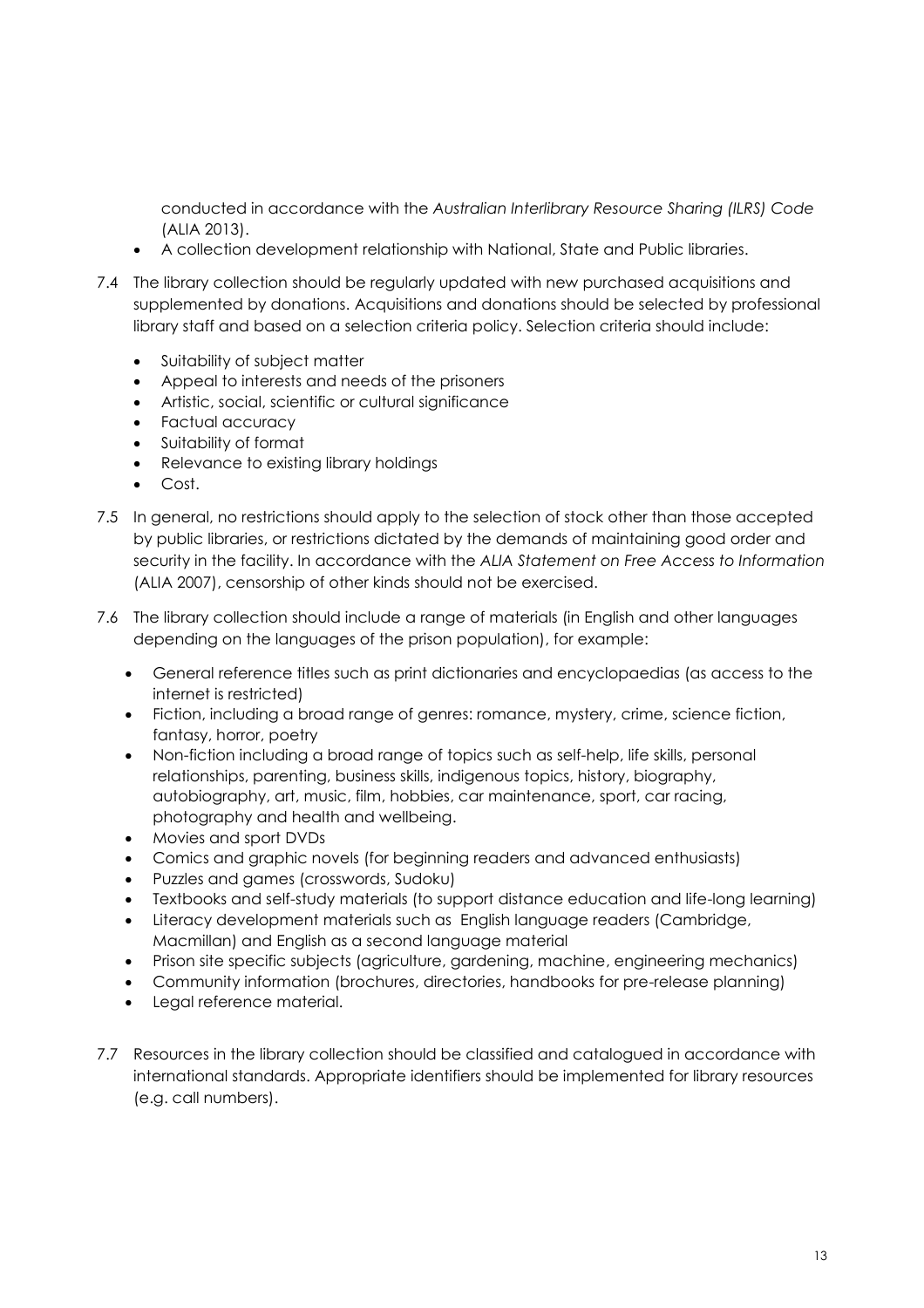conducted in accordance with the *Australian Interlibrary Resource Sharing (ILRS) Code* (ALIA 2013).

- A collection development relationship with National, State and Public libraries.

7.4 The library collection should be regularly updated with new purchased acquisitions and supplemented by donations. Acquisitions and donations should be selected by professional library staff and based on a selection criteria policy. Selection criteria should include:

- Suitability of subject matter
- Appeal to interests and needs of the prisoners
- Artistic, social, scientific or cultural significance
- Factual accuracy
- Suitability of format
- Relevance to existing library holdings
- Cost.

7.5 In general, no restrictions should apply to the selection of stock other than those accepted by public libraries, or restrictions dictated by the demands of maintaining good order and security in the facility. In accordance with the *ALIA Statement on Free Access to Information* (ALIA 2007), censorship of other kinds should not be exercised.

7.6 The library collection should include a range of materials (in English and other languages depending on the languages of the prison population), for example:

- General reference titles such as print dictionaries and encyclopaedias (as access to the internet is restricted)
- Fiction, including a broad range of genres: romance, mystery, crime, science fiction, fantasy, horror, poetry
- Non-fiction including a broad range of topics such as self-help, life skills, personal relationships, parenting, business skills, indigenous topics, history, biography, autobiography, art, music, film, hobbies, car maintenance, sport, car racing, photography and health and wellbeing.
- Movies and sport DVDs
- Comics and graphic novels (for beginning readers and advanced enthusiasts)
- Puzzles and games (crosswords, Sudoku)
- Textbooks and self-study materials (to support distance education and life-long learning)
- Literacy development materials such as English language readers (Cambridge, Macmillan) and English as a second language material
- Prison site specific subjects (agriculture, gardening, machine, engineering mechanics)
- Community information (brochures, directories, handbooks for pre-release planning)
- Legal reference material.

7.7 Resources in the library collection should be classified and catalogued in accordance with international standards. Appropriate identifiers should be implemented for library resources (e.g. call numbers).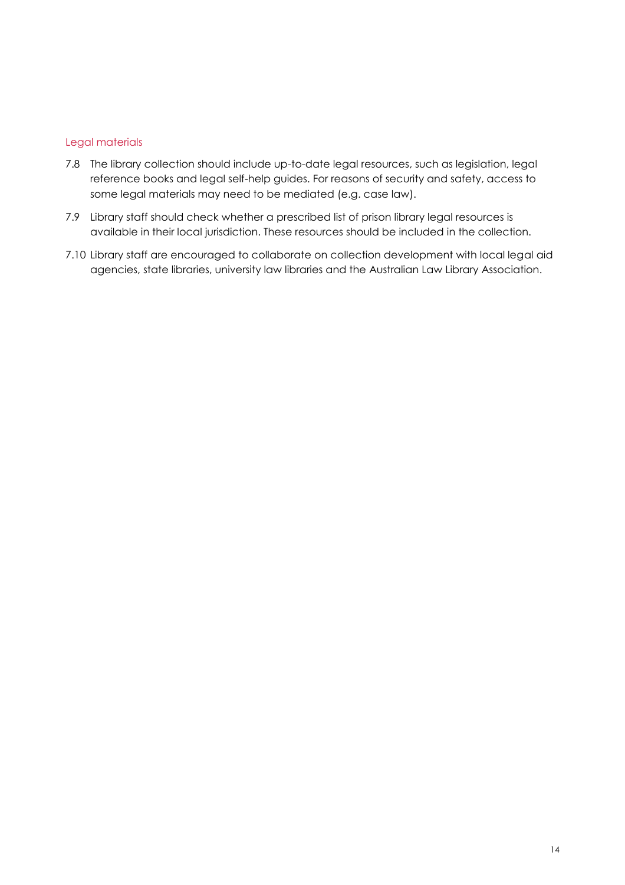### Legal materials

7.8 The library collection should include up-to-date legal resources, such as legislation, legal reference books and legal self-help guides. For reasons of security and safety, access to some legal materials may need to be mediated (e.g. case law).

7.9 Library staff should check whether a prescribed list of prison library legal resources is available in their local jurisdiction. These resources should be included in the collection.

7.10 Library staff are encouraged to collaborate on collection development with local legal aid agencies, state libraries, university law libraries and the Australian Law Library Association.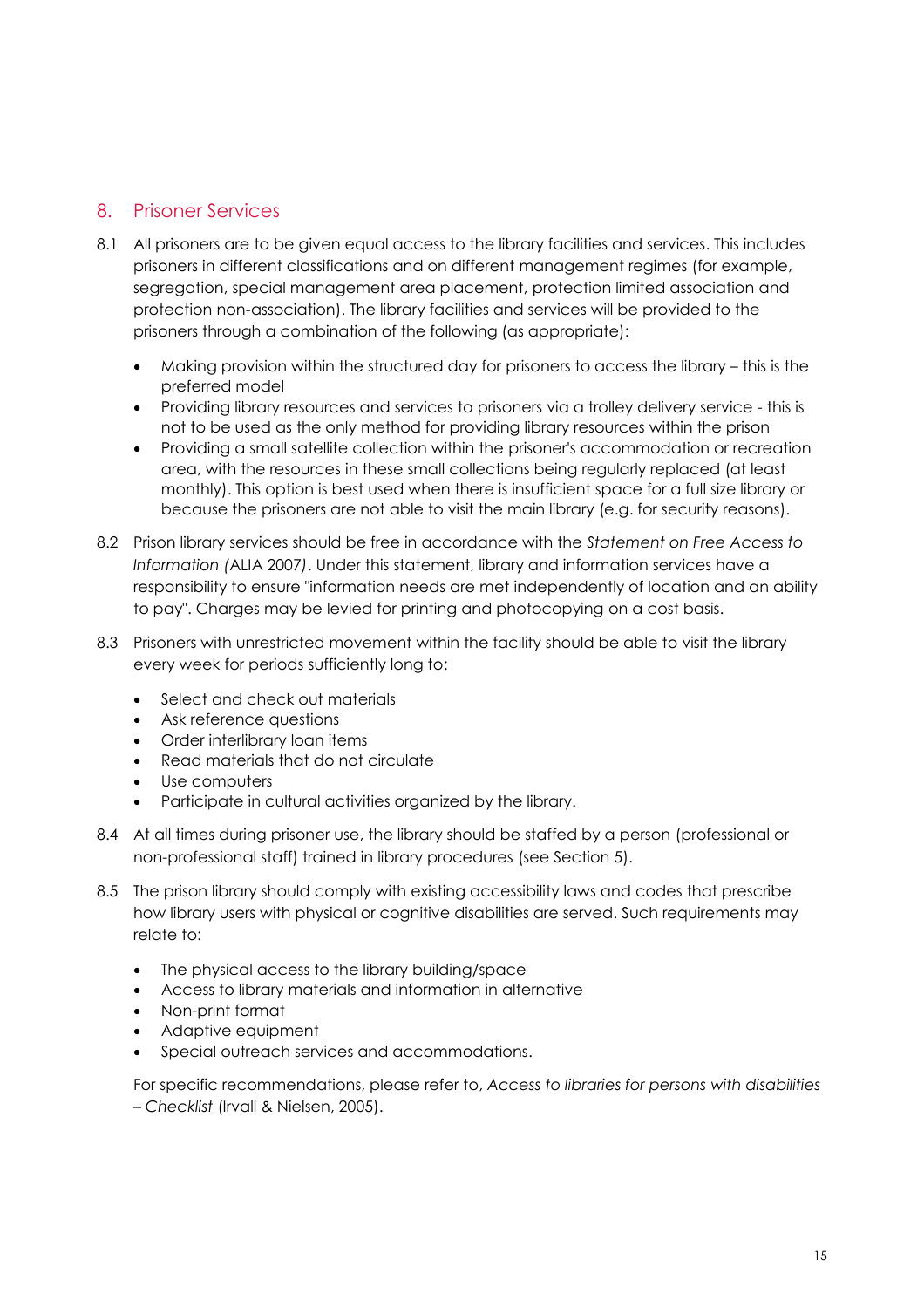## 8. Prisoner Services

8.1 All prisoners are to be given equal access to the library facilities and services. This includes prisoners in different classifications and on different management regimes (for example, segregation, special management area placement, protection limited association and protection non-association). The library facilities and services will be provided to the prisoners through a combination of the following (as appropriate):

- Making provision within the structured day for prisoners to access the library – this is the preferred model
- Providing library resources and services to prisoners via a trolley delivery service - this is not to be used as the only method for providing library resources within the prison
- Providing a small satellite collection within the prisoner's accommodation or recreation area, with the resources in these small collections being regularly replaced (at least monthly). This option is best used when there is insufficient space for a full size library or because the prisoners are not able to visit the main library (e.g. for security reasons).

8.2 Prison library services should be free in accordance with the *Statement on Free Access to Information (*ALIA 2007*)*. Under this statement, library and information services have a responsibility to ensure "information needs are met independently of location and an ability to pay". Charges may be levied for printing and photocopying on a cost basis.

8.3 Prisoners with unrestricted movement within the facility should be able to visit the library every week for periods sufficiently long to:

- Select and check out materials
- Ask reference questions
- Order interlibrary loan items
- Read materials that do not circulate
- Use computers
- Participate in cultural activities organized by the library.

8.4 At all times during prisoner use, the library should be staffed by a person (professional or non-professional staff) trained in library procedures (see Section 5).

8.5 The prison library should comply with existing accessibility laws and codes that prescribe how library users with physical or cognitive disabilities are served. Such requirements may relate to:

- The physical access to the library building/space
- Access to library materials and information in alternative
- Non-print format
- Adaptive equipment
- Special outreach services and accommodations.

For specific recommendations, please refer to, *Access to libraries for persons with disabilities – Checklist* (Irvall & Nielsen, 2005).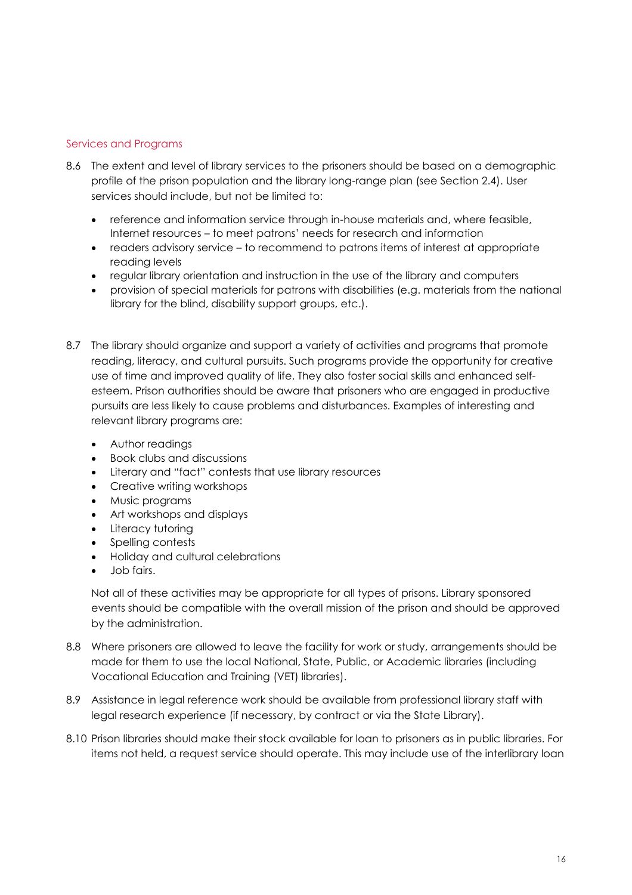## Services and Programs

8.6 The extent and level of library services to the prisoners should be based on a demographic profile of the prison population and the library long-range plan (see Section 2.4). User services should include, but not be limited to:

- reference and information service through in-house materials and, where feasible, Internet resources – to meet patrons' needs for research and information
- readers advisory service – to recommend to patrons items of interest at appropriate reading levels
- regular library orientation and instruction in the use of the library and computers
- provision of special materials for patrons with disabilities (e.g. materials from the national library for the blind, disability support groups, etc.).

8.7 The library should organize and support a variety of activities and programs that promote reading, literacy, and cultural pursuits. Such programs provide the opportunity for creative use of time and improved quality of life. They also foster social skills and enhanced self-esteem. Prison authorities should be aware that prisoners who are engaged in productive pursuits are less likely to cause problems and disturbances. Examples of interesting and relevant library programs are:

- Author readings
- Book clubs and discussions
- Literary and "fact" contests that use library resources
- Creative writing workshops
- Music programs
- Art workshops and displays
- Literacy tutoring
- Spelling contests
- Holiday and cultural celebrations
- Job fairs.

Not all of these activities may be appropriate for all types of prisons. Library sponsored events should be compatible with the overall mission of the prison and should be approved by the administration.

8.8 Where prisoners are allowed to leave the facility for work or study, arrangements should be made for them to use the local National, State, Public, or Academic libraries (including Vocational Education and Training (VET) libraries).

8.9 Assistance in legal reference work should be available from professional library staff with legal research experience (if necessary, by contract or via the State Library).

8.10 Prison libraries should make their stock available for loan to prisoners as in public libraries. For items not held, a request service should operate. This may include use of the interlibrary loan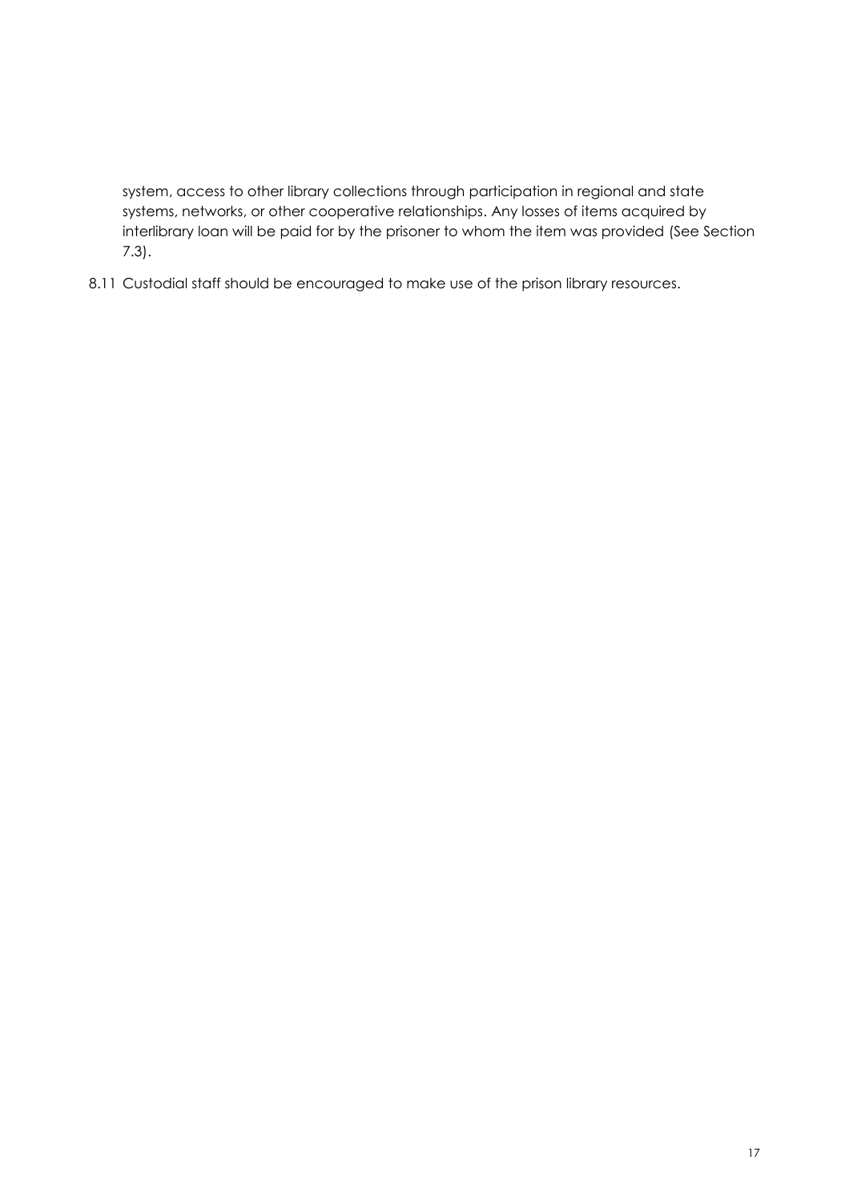system, access to other library collections through participation in regional and state systems, networks, or other cooperative relationships. Any losses of items acquired by interlibrary loan will be paid for by the prisoner to whom the item was provided (See Section 7.3).

8.11 Custodial staff should be encouraged to make use of the prison library resources.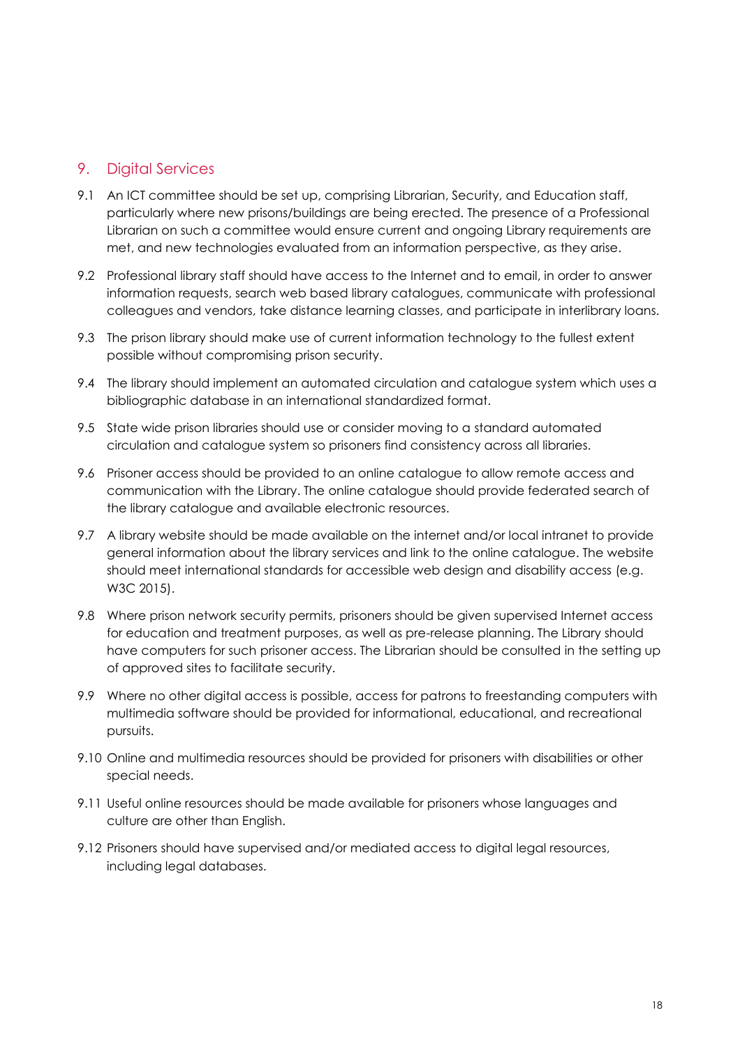## 9. Digital Services

9.1 An ICT committee should be set up, comprising Librarian, Security, and Education staff, particularly where new prisons/buildings are being erected. The presence of a Professional Librarian on such a committee would ensure current and ongoing Library requirements are met, and new technologies evaluated from an information perspective, as they arise.

9.2 Professional library staff should have access to the Internet and to email, in order to answer information requests, search web based library catalogues, communicate with professional colleagues and vendors, take distance learning classes, and participate in interlibrary loans.

9.3 The prison library should make use of current information technology to the fullest extent possible without compromising prison security.

9.4 The library should implement an automated circulation and catalogue system which uses a bibliographic database in an international standardized format.

9.5 State wide prison libraries should use or consider moving to a standard automated circulation and catalogue system so prisoners find consistency across all libraries.

9.6 Prisoner access should be provided to an online catalogue to allow remote access and communication with the Library. The online catalogue should provide federated search of the library catalogue and available electronic resources.

9.7 A library website should be made available on the internet and/or local intranet to provide general information about the library services and link to the online catalogue. The website should meet international standards for accessible web design and disability access (e.g. W3C 2015).

9.8 Where prison network security permits, prisoners should be given supervised Internet access for education and treatment purposes, as well as pre-release planning. The Library should have computers for such prisoner access. The Librarian should be consulted in the setting up of approved sites to facilitate security.

9.9 Where no other digital access is possible, access for patrons to freestanding computers with multimedia software should be provided for informational, educational, and recreational pursuits.

9.10 Online and multimedia resources should be provided for prisoners with disabilities or other special needs.

9.11 Useful online resources should be made available for prisoners whose languages and culture are other than English.

9.12 Prisoners should have supervised and/or mediated access to digital legal resources, including legal databases.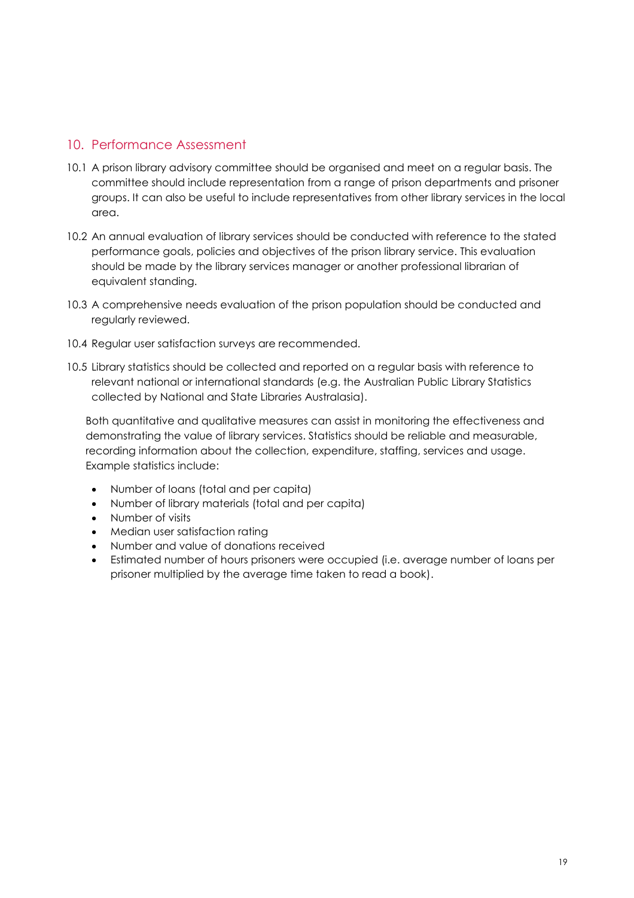## 10. Performance Assessment

10.1 A prison library advisory committee should be organised and meet on a regular basis. The committee should include representation from a range of prison departments and prisoner groups. It can also be useful to include representatives from other library services in the local area.

10.2 An annual evaluation of library services should be conducted with reference to the stated performance goals, policies and objectives of the prison library service. This evaluation should be made by the library services manager or another professional librarian of equivalent standing.

10.3 A comprehensive needs evaluation of the prison population should be conducted and regularly reviewed.

10.4 Regular user satisfaction surveys are recommended.

10.5 Library statistics should be collected and reported on a regular basis with reference to relevant national or international standards (e.g. the Australian Public Library Statistics collected by National and State Libraries Australasia).

Both quantitative and qualitative measures can assist in monitoring the effectiveness and demonstrating the value of library services. Statistics should be reliable and measurable, recording information about the collection, expenditure, staffing, services and usage. Example statistics include:

- Number of loans (total and per capita)
- Number of library materials (total and per capita)
- Number of visits
- Median user satisfaction rating
- Number and value of donations received
- Estimated number of hours prisoners were occupied (i.e. average number of loans per prisoner multiplied by the average time taken to read a book).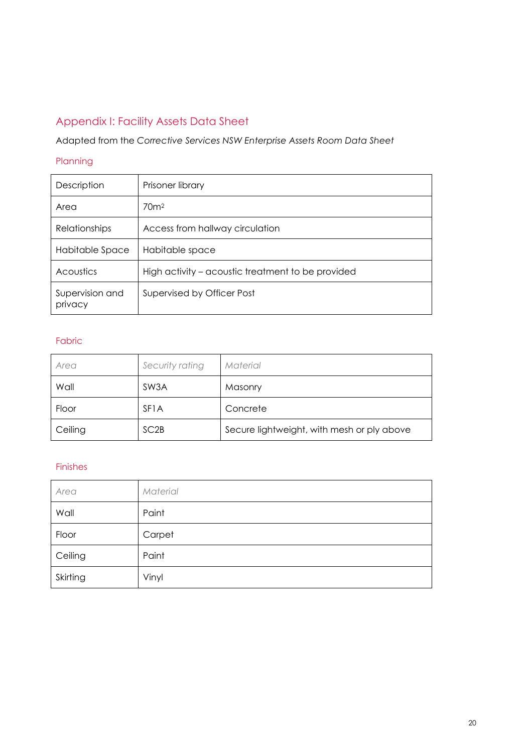## Appendix I: Facility Assets Data Sheet

Adapted from the *Corrective Services NSW Enterprise Assets Room Data Sheet*

### Planning

| | |
|---|---|
| Description | Prisoner library |
| Area | 70m$^2$ |
| Relationships | Access from hallway circulation |
| Habitable Space | Habitable space |
| Acoustics | High activity – acoustic treatment to be provided |
| Supervision and privacy | Supervised by Officer Post |

### Fabric

| *Area* | *Security rating* | *Material* |
|---|---|---|
| Wall | SW3A | Masonry |
| Floor | SF1A | Concrete |
| Ceiling | SC2B | Secure lightweight, with mesh or ply above |

### Finishes

| *Area* | *Material* |
|---|---|
| Wall | Paint |
| Floor | Carpet |
| Ceiling | Paint |
| Skirting | Vinyl |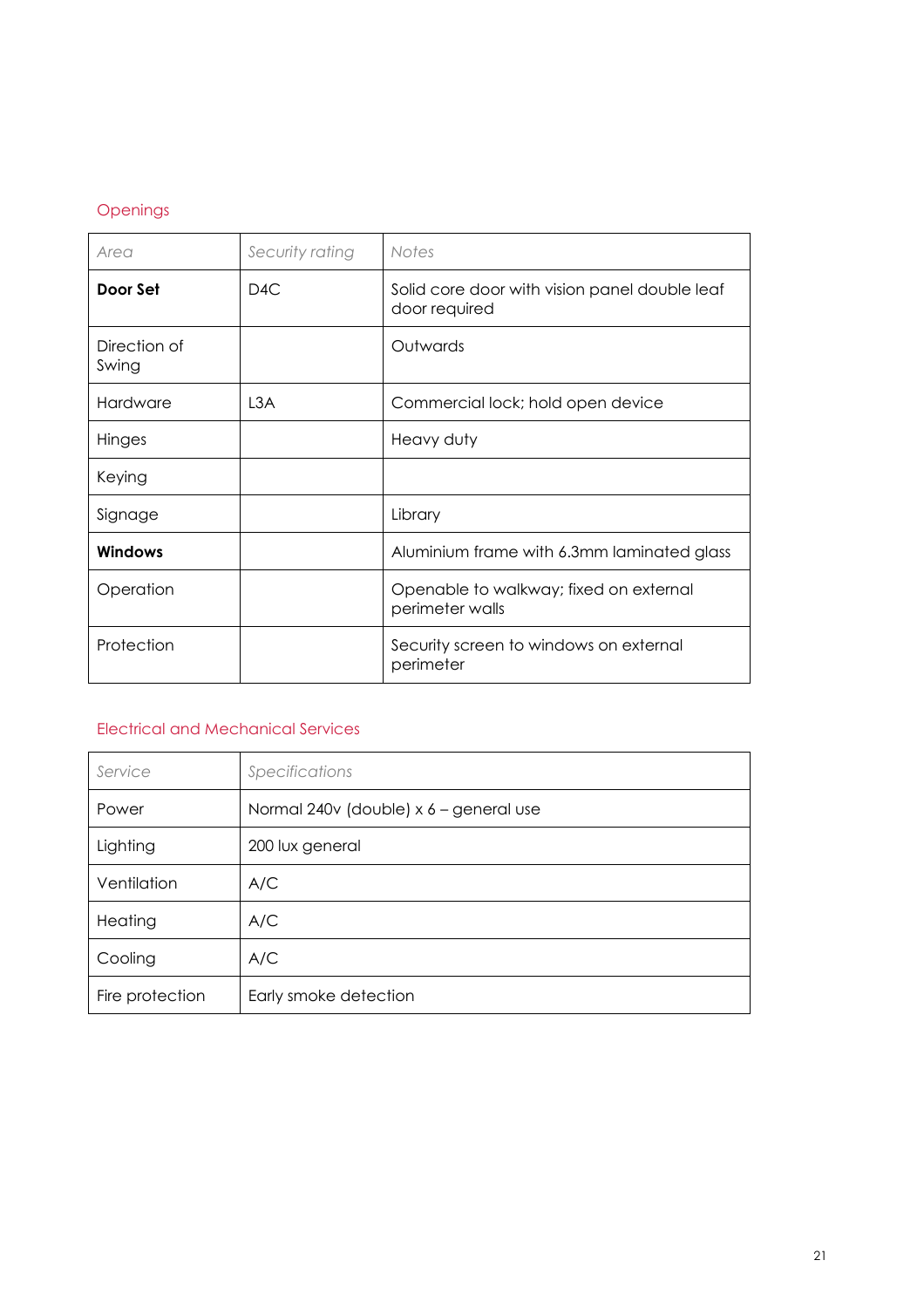## Openings

| *Area* | *Security rating* | *Notes* |
| --- | --- | --- |
| **Door Set** | D4C | Solid core door with vision panel double leaf door required |
| Direction of Swing | | Outwards |
| Hardware | L3A | Commercial lock; hold open device |
| Hinges | | Heavy duty |
| Keying | | |
| Signage | | Library |
| **Windows** | | Aluminium frame with 6.3mm laminated glass |
| Operation | | Openable to walkway; fixed on external perimeter walls |
| Protection | | Security screen to windows on external perimeter |

## Electrical and Mechanical Services

| *Service* | *Specifications* |
| --- | --- |
| Power | Normal 240v (double) x 6 – general use |
| Lighting | 200 lux general |
| Ventilation | A/C |
| Heating | A/C |
| Cooling | A/C |
| Fire protection | Early smoke detection |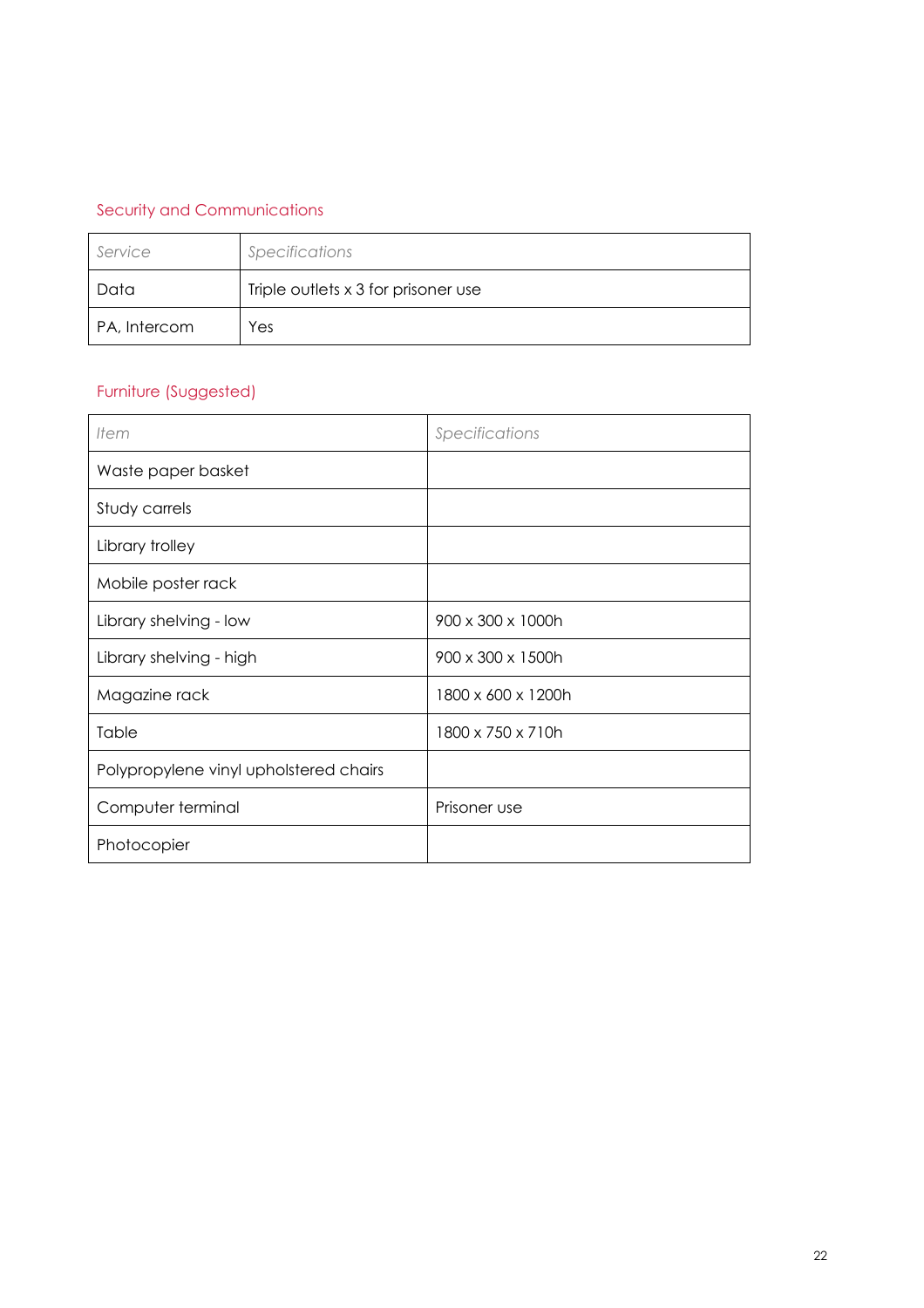## Security and Communications

| *Service* | *Specifications* |
| --- | --- |
| Data | Triple outlets x 3 for prisoner use |
| PA, Intercom | Yes |

## Furniture (Suggested)

| *Item* | *Specifications* |
| --- | --- |
| Waste paper basket | |
| Study carrels | |
| Library trolley | |
| Mobile poster rack | |
| Library shelving - low | 900 x 300 x 1000h |
| Library shelving - high | 900 x 300 x 1500h |
| Magazine rack | 1800 x 600 x 1200h |
| Table | 1800 x 750 x 710h |
| Polypropylene vinyl upholstered chairs | |
| Computer terminal | Prisoner use |
| Photocopier | |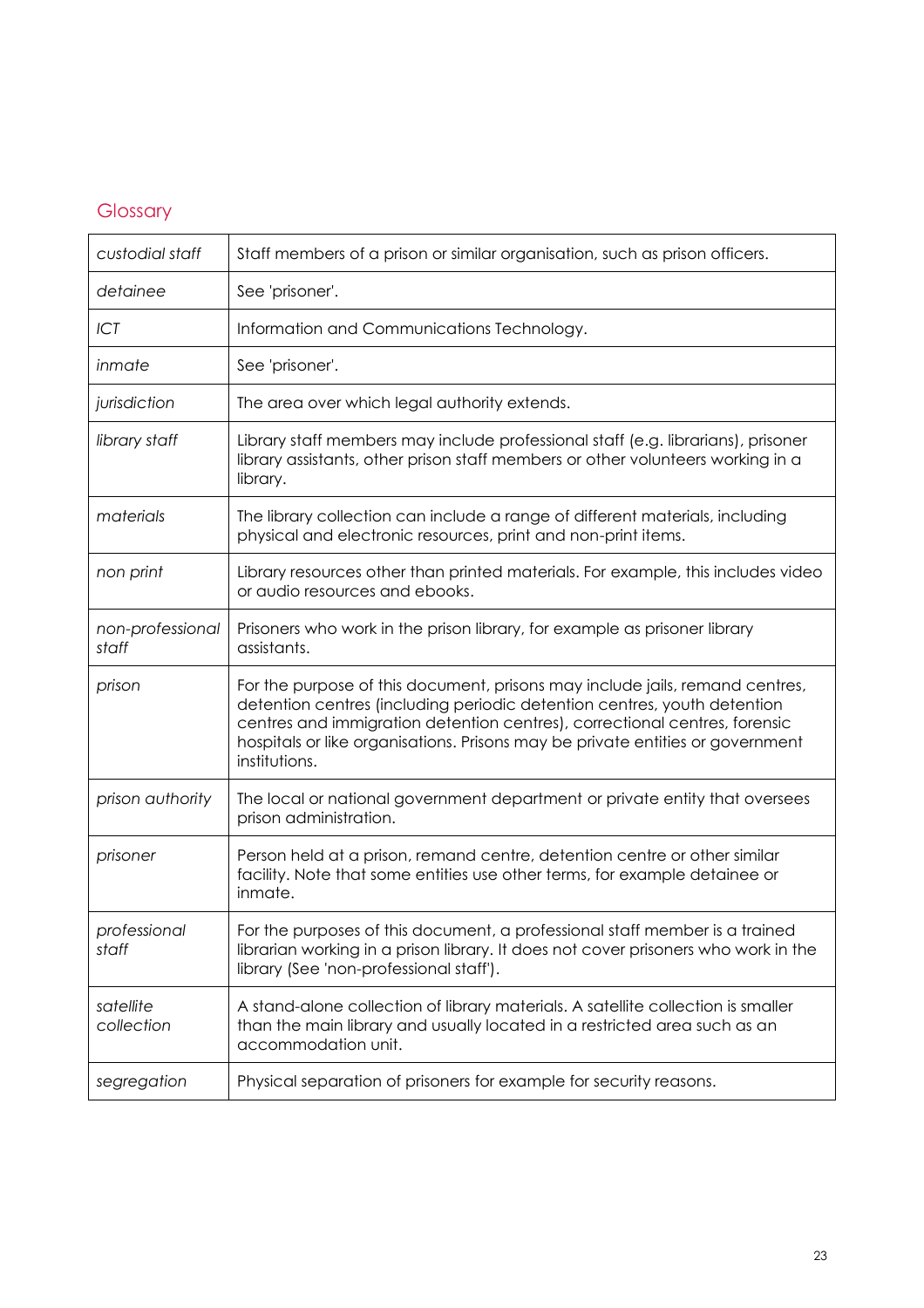## Glossary

| | |
|---|---|
| *custodial staff* | Staff members of a prison or similar organisation, such as prison officers. |
| *detainee* | See 'prisoner'. |
| *ICT* | Information and Communications Technology. |
| *inmate* | See 'prisoner'. |
| *jurisdiction* | The area over which legal authority extends. |
| *library staff* | Library staff members may include professional staff (e.g. librarians), prisoner library assistants, other prison staff members or other volunteers working in a library. |
| *materials* | The library collection can include a range of different materials, including physical and electronic resources, print and non-print items. |
| *non print* | Library resources other than printed materials. For example, this includes video or audio resources and ebooks. |
| *non-professional staff* | Prisoners who work in the prison library, for example as prisoner library assistants. |
| *prison* | For the purpose of this document, prisons may include jails, remand centres, detention centres (including periodic detention centres, youth detention centres and immigration detention centres), correctional centres, forensic hospitals or like organisations. Prisons may be private entities or government institutions. |
| *prison authority* | The local or national government department or private entity that oversees prison administration. |
| *prisoner* | Person held at a prison, remand centre, detention centre or other similar facility. Note that some entities use other terms, for example detainee or inmate. |
| *professional staff* | For the purposes of this document, a professional staff member is a trained librarian working in a prison library. It does not cover prisoners who work in the library (See 'non-professional staff'). |
| *satellite collection* | A stand-alone collection of library materials. A satellite collection is smaller than the main library and usually located in a restricted area such as an accommodation unit. |
| *segregation* | Physical separation of prisoners for example for security reasons. |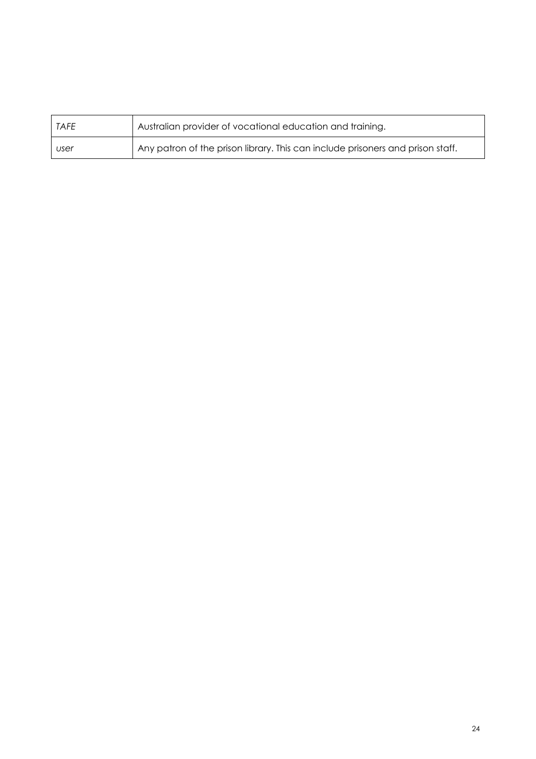| | |
|---|---|
| *TAFE* | Australian provider of vocational education and training. |
| *user* | Any patron of the prison library. This can include prisoners and prison staff. |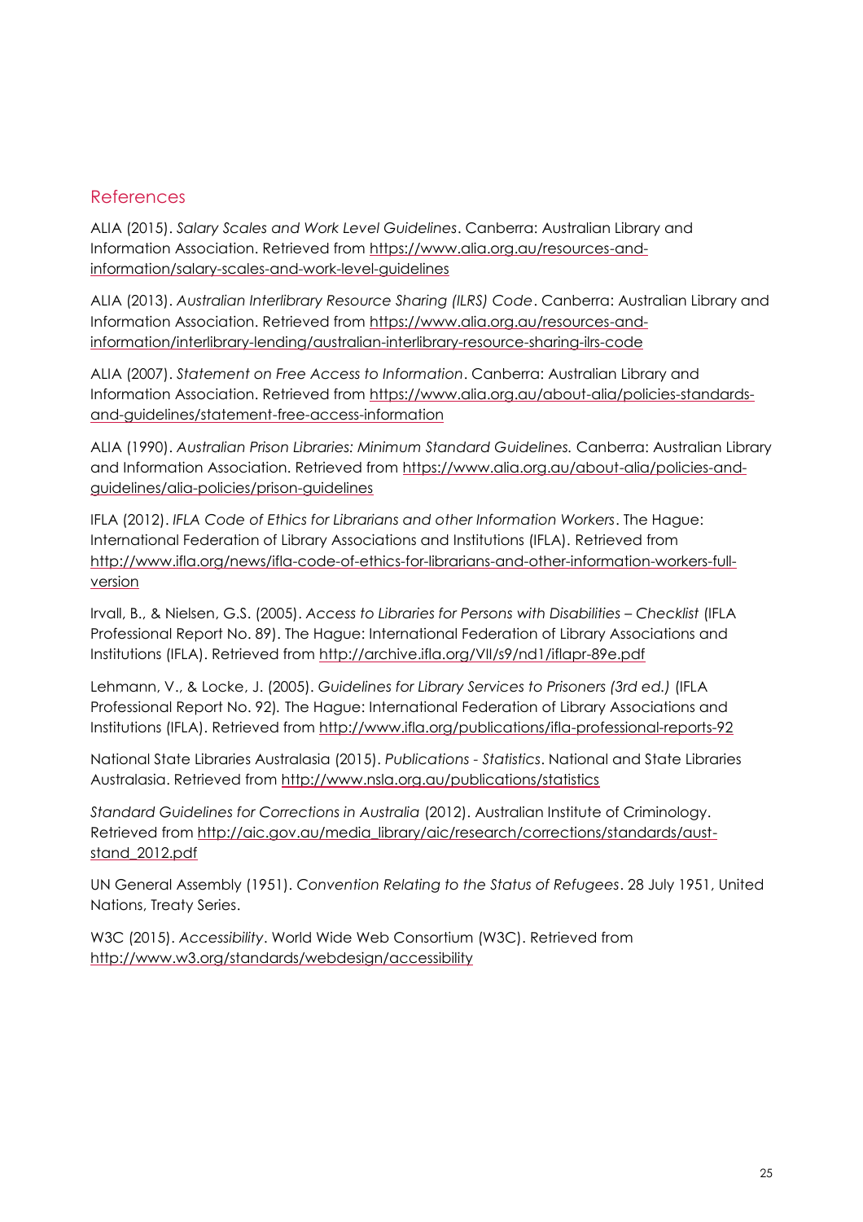## References

ALIA (2015). *Salary Scales and Work Level Guidelines*. Canberra: Australian Library and Information Association. Retrieved from https://www.alia.org.au/resources-and-information/salary-scales-and-work-level-guidelines

ALIA (2013). *Australian Interlibrary Resource Sharing (ILRS) Code*. Canberra: Australian Library and Information Association. Retrieved from https://www.alia.org.au/resources-and-information/interlibrary-lending/australian-interlibrary-resource-sharing-ilrs-code

ALIA (2007). *Statement on Free Access to Information*. Canberra: Australian Library and Information Association. Retrieved from https://www.alia.org.au/about-alia/policies-standards-and-guidelines/statement-free-access-information

ALIA (1990). *Australian Prison Libraries: Minimum Standard Guidelines.* Canberra: Australian Library and Information Association. Retrieved from https://www.alia.org.au/about-alia/policies-and-guidelines/alia-policies/prison-guidelines

IFLA (2012). *IFLA Code of Ethics for Librarians and other Information Workers*. The Hague: International Federation of Library Associations and Institutions (IFLA). Retrieved from http://www.ifla.org/news/ifla-code-of-ethics-for-librarians-and-other-information-workers-full-version

Irvall, B., & Nielsen, G.S. (2005). *Access to Libraries for Persons with Disabilities – Checklist* (IFLA Professional Report No. 89). The Hague: International Federation of Library Associations and Institutions (IFLA). Retrieved from http://archive.ifla.org/VII/s9/nd1/iflapr-89e.pdf

Lehmann, V., & Locke, J. (2005). *Guidelines for Library Services to Prisoners (3rd ed.)* (IFLA Professional Report No. 92)*.* The Hague: International Federation of Library Associations and Institutions (IFLA). Retrieved from http://www.ifla.org/publications/ifla-professional-reports-92

National State Libraries Australasia (2015). *Publications - Statistics*. National and State Libraries Australasia. Retrieved from http://www.nsla.org.au/publications/statistics

*Standard Guidelines for Corrections in Australia* (2012). Australian Institute of Criminology. Retrieved from http://aic.gov.au/media_library/aic/research/corrections/standards/aust-stand_2012.pdf

UN General Assembly (1951). *Convention Relating to the Status of Refugees*. 28 July 1951, United Nations, Treaty Series.

W3C (2015). *Accessibility*. World Wide Web Consortium (W3C). Retrieved from http://www.w3.org/standards/webdesign/accessibility